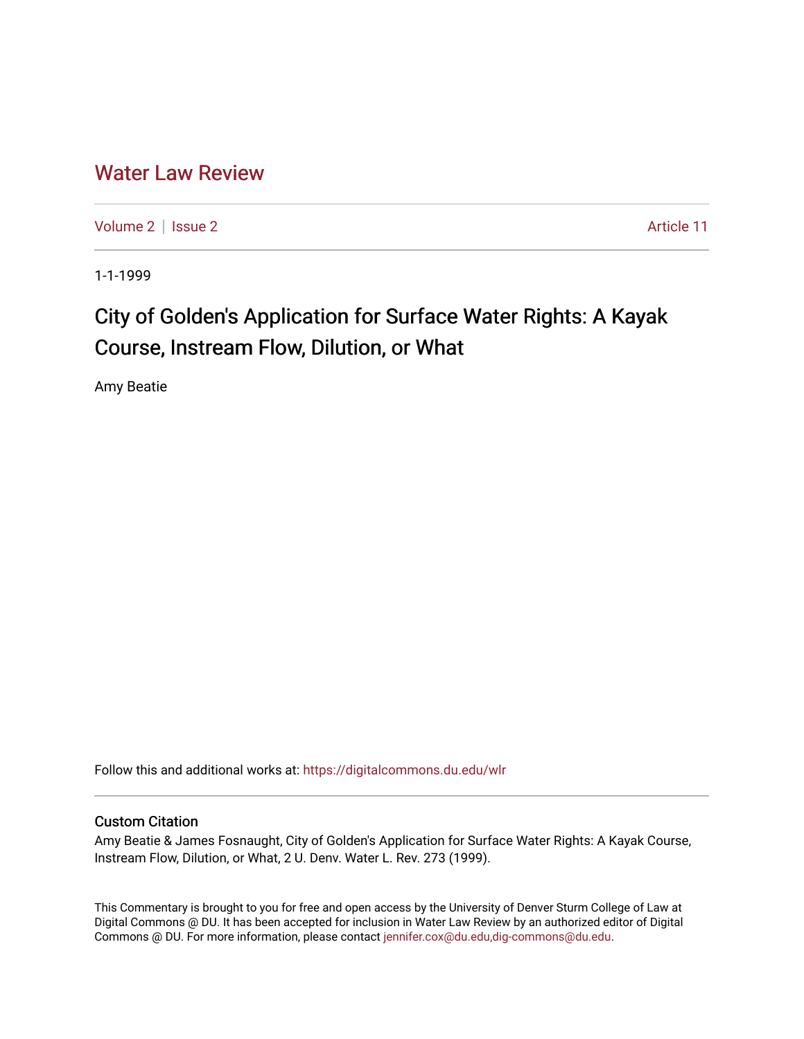# Water Law Review

Volume 2 | Issue 2 Article 11

1-1-1999

## City of Golden's Application for Surface Water Rights: A Kayak Course, Instream Flow, Dilution, or What

Amy Beatie

Follow this and additional works at: https://digitalcommons.du.edu/wlr

### Custom Citation

Amy Beatie & James Fosnaught, City of Golden's Application for Surface Water Rights: A Kayak Course, Instream Flow, Dilution, or What, 2 U. Denv. Water L. Rev. 273 (1999).

This Commentary is brought to you for free and open access by the University of Denver Sturm College of Law at Digital Commons @ DU. It has been accepted for inclusion in Water Law Review by an authorized editor of Digital Commons @ DU. For more information, please contact jennifer.cox@du.edu,dig-commons@du.edu.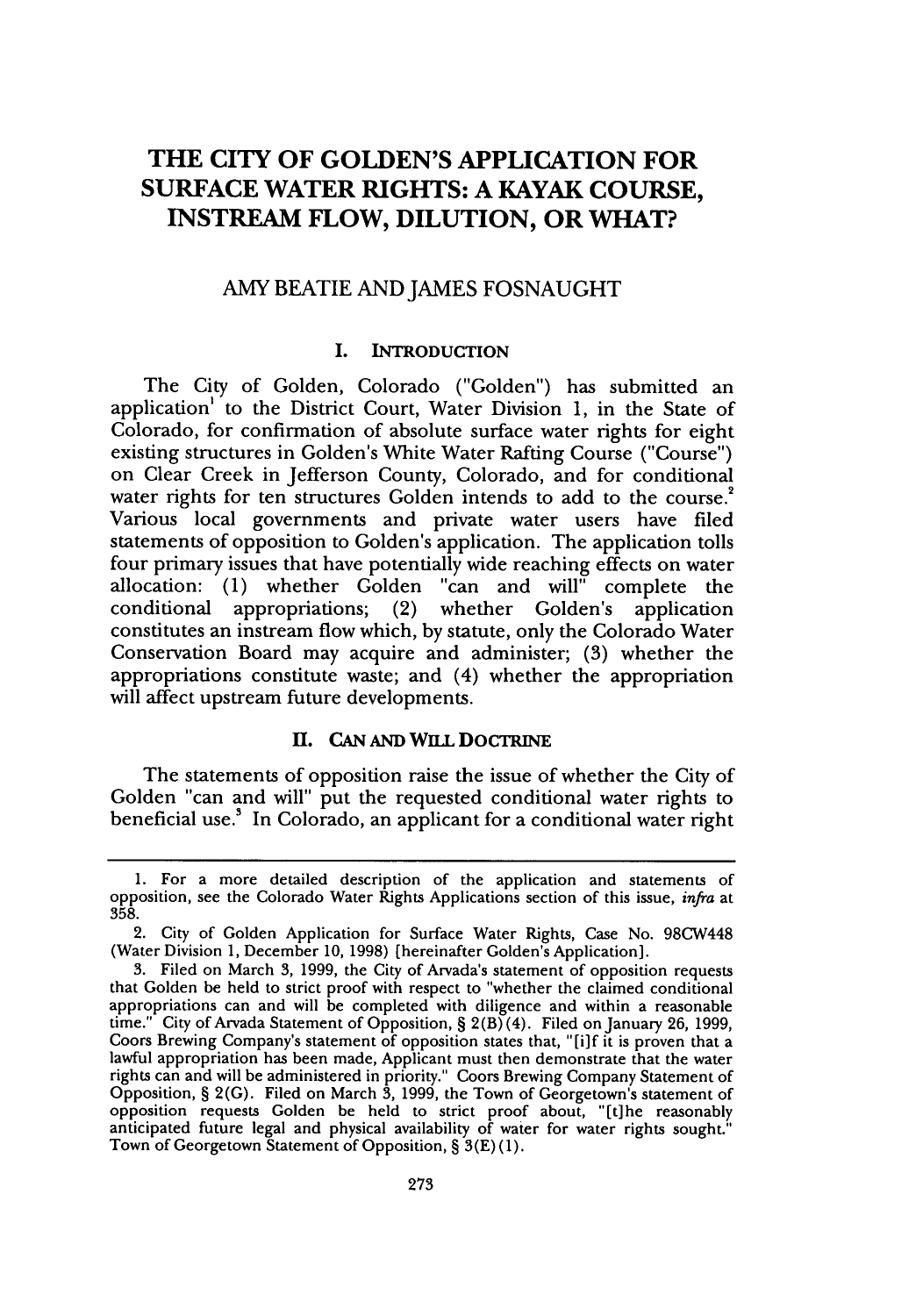# THE CITY OF GOLDEN'S APPLICATION FOR SURFACE WATER RIGHTS: A KAYAK COURSE, INSTREAM FLOW, DILUTION, OR WHAT?

AMY BEATIE AND JAMES FOSNAUGHT

## I. INTRODUCTION

The City of Golden, Colorado ("Golden") has submitted an application[1] to the District Court, Water Division 1, in the State of Colorado, for confirmation of absolute surface water rights for eight existing structures in Golden's White Water Rafting Course ("Course") on Clear Creek in Jefferson County, Colorado, and for conditional water rights for ten structures Golden intends to add to the course.[2] Various local governments and private water users have filed statements of opposition to Golden's application. The application tolls four primary issues that have potentially wide reaching effects on water allocation: (1) whether Golden "can and will" complete the conditional appropriations; (2) whether Golden's application constitutes an instream flow which, by statute, only the Colorado Water Conservation Board may acquire and administer; (3) whether the appropriations constitute waste; and (4) whether the appropriation will affect upstream future developments.

## II. CAN AND WILL DOCTRINE

The statements of opposition raise the issue of whether the City of Golden "can and will" put the requested conditional water rights to beneficial use.[3] In Colorado, an applicant for a conditional water right

---

1. For a more detailed description of the application and statements of opposition, see the Colorado Water Rights Applications section of this issue, *infra* at 358.

2. City of Golden Application for Surface Water Rights, Case No. 98CW448 (Water Division 1, December 10, 1998) [hereinafter Golden's Application].

3. Filed on March 3, 1999, the City of Arvada's statement of opposition requests that Golden be held to strict proof with respect to "whether the claimed conditional appropriations can and will be completed with diligence and within a reasonable time." City of Arvada Statement of Opposition, § 2(B)(4). Filed on January 26, 1999, Coors Brewing Company's statement of opposition states that, "[i]f it is proven that a lawful appropriation has been made, Applicant must then demonstrate that the water rights can and will be administered in priority." Coors Brewing Company Statement of Opposition, § 2(G). Filed on March 3, 1999, the Town of Georgetown's statement of opposition requests Golden be held to strict proof about, "[t]he reasonably anticipated future legal and physical availability of water for water rights sought." Town of Georgetown Statement of Opposition, § 3(E)(1).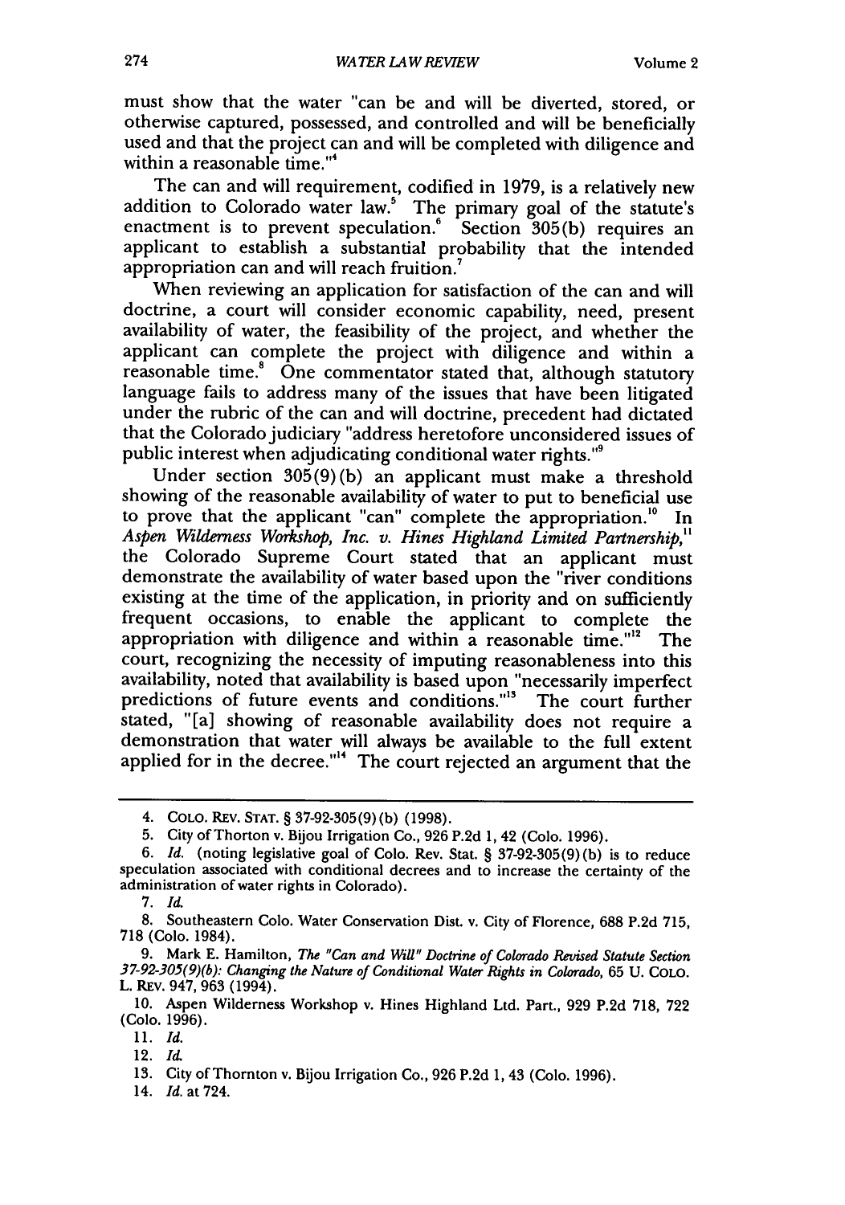must show that the water "can be and will be diverted, stored, or otherwise captured, possessed, and controlled and will be beneficially used and that the project can and will be completed with diligence and within a reasonable time."[4]

The can and will requirement, codified in 1979, is a relatively new addition to Colorado water law.[5] The primary goal of the statute's enactment is to prevent speculation.[6] Section 305(b) requires an applicant to establish a substantial probability that the intended appropriation can and will reach fruition.[7]

When reviewing an application for satisfaction of the can and will doctrine, a court will consider economic capability, need, present availability of water, the feasibility of the project, and whether the applicant can complete the project with diligence and within a reasonable time.[8] One commentator stated that, although statutory language fails to address many of the issues that have been litigated under the rubric of the can and will doctrine, precedent had dictated that the Colorado judiciary "address heretofore unconsidered issues of public interest when adjudicating conditional water rights."[9]

Under section 305(9)(b) an applicant must make a threshold showing of the reasonable availability of water to put to beneficial use to prove that the applicant "can" complete the appropriation.[10] In *Aspen Wilderness Workshop, Inc. v. Hines Highland Limited Partnership*,[11] the Colorado Supreme Court stated that an applicant must demonstrate the availability of water based upon the "river conditions existing at the time of the application, in priority and on sufficiently frequent occasions, to enable the applicant to complete the appropriation with diligence and within a reasonable time."[12] The court, recognizing the necessity of imputing reasonableness into this availability, noted that availability is based upon "necessarily imperfect predictions of future events and conditions."[13] The court further stated, "[a] showing of reasonable availability does not require a demonstration that water will always be available to the full extent applied for in the decree."[14] The court rejected an argument that the

---

4. COLO. REV. STAT. § 37-92-305(9)(b) (1998).

5. City of Thorton v. Bijou Irrigation Co., 926 P.2d 1, 42 (Colo. 1996).

6. *Id.* (noting legislative goal of Colo. Rev. Stat. § 37-92-305(9)(b) is to reduce speculation associated with conditional decrees and to increase the certainty of the administration of water rights in Colorado).

7. *Id.*

8. Southeastern Colo. Water Conservation Dist. v. City of Florence, 688 P.2d 715, 718 (Colo. 1984).

9. Mark E. Hamilton, *The "Can and Will" Doctrine of Colorado Revised Statute Section 37-92-305(9)(b): Changing the Nature of Conditional Water Rights in Colorado*, 65 U. COLO. L. REV. 947, 963 (1994).

10. Aspen Wilderness Workshop v. Hines Highland Ltd. Part., 929 P.2d 718, 722 (Colo. 1996).

11. *Id.*

12. *Id.*

13. City of Thornton v. Bijou Irrigation Co., 926 P.2d 1, 43 (Colo. 1996).

14. *Id.* at 724.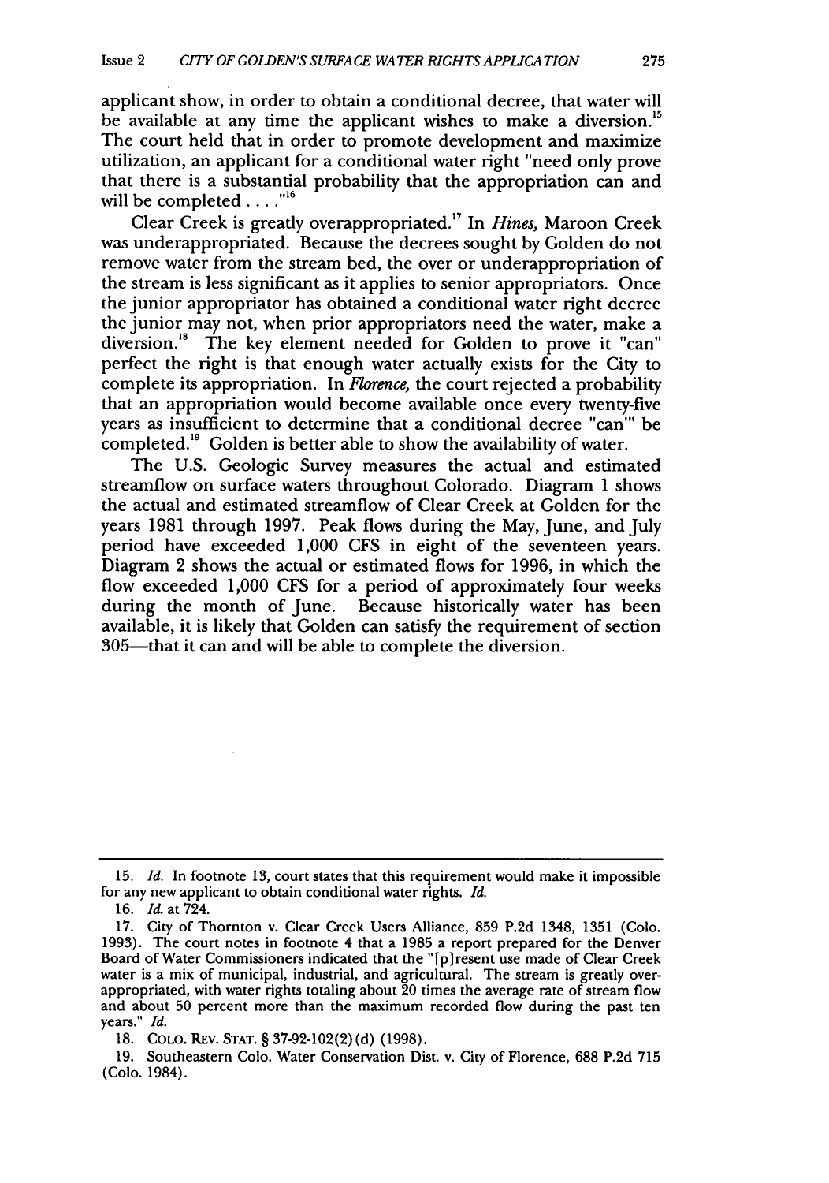applicant show, in order to obtain a conditional decree, that water will be available at any time the applicant wishes to make a diversion.[15] The court held that in order to promote development and maximize utilization, an applicant for a conditional water right "need only prove that there is a substantial probability that the appropriation can and will be completed . . . ."[16]

Clear Creek is greatly overappropriated.[17] In *Hines*, Maroon Creek was underappropriated. Because the decrees sought by Golden do not remove water from the stream bed, the over or underappropriation of the stream is less significant as it applies to senior appropriators. Once the junior appropriator has obtained a conditional water right decree the junior may not, when prior appropriators need the water, make a diversion.[18] The key element needed for Golden to prove it "can" perfect the right is that enough water actually exists for the City to complete its appropriation. In *Florence*, the court rejected a probability that an appropriation would become available once every twenty-five years as insufficient to determine that a conditional decree "can'" be completed.[19] Golden is better able to show the availability of water.

The U.S. Geologic Survey measures the actual and estimated streamflow on surface waters throughout Colorado. Diagram 1 shows the actual and estimated streamflow of Clear Creek at Golden for the years 1981 through 1997. Peak flows during the May, June, and July period have exceeded 1,000 CFS in eight of the seventeen years. Diagram 2 shows the actual or estimated flows for 1996, in which the flow exceeded 1,000 CFS for a period of approximately four weeks during the month of June. Because historically water has been available, it is likely that Golden can satisfy the requirement of section 305—that it can and will be able to complete the diversion.

---

15. *Id.* In footnote 13, court states that this requirement would make it impossible for any new applicant to obtain conditional water rights. *Id.*

16. *Id.* at 724.

17. City of Thornton v. Clear Creek Users Alliance, 859 P.2d 1348, 1351 (Colo. 1993). The court notes in footnote 4 that a 1985 a report prepared for the Denver Board of Water Commissioners indicated that the "[p]resent use made of Clear Creek water is a mix of municipal, industrial, and agricultural. The stream is greatly overappropriated, with water rights totaling about 20 times the average rate of stream flow and about 50 percent more than the maximum recorded flow during the past ten years." *Id.*

18. COLO. REV. STAT. § 37-92-102(2)(d) (1998).

19. Southeastern Colo. Water Conservation Dist. v. City of Florence, 688 P.2d 715 (Colo. 1984).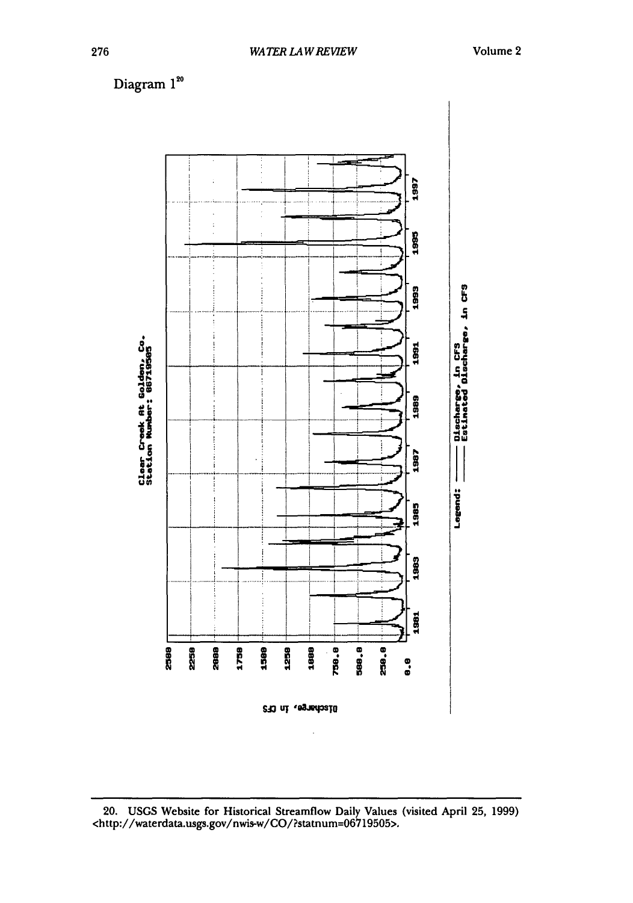Diagram 1[20]

Clear Creek At Golden, Co.
Station Number: 06719505

Discharge, in CFS

Legend: —— Discharge, in CFS
—— Estimated Discharge, in CFS

---

20. USGS Website for Historical Streamflow Daily Values (visited April 25, 1999) <http://waterdata.usgs.gov/nwis-w/CO/?statnum=06719505>.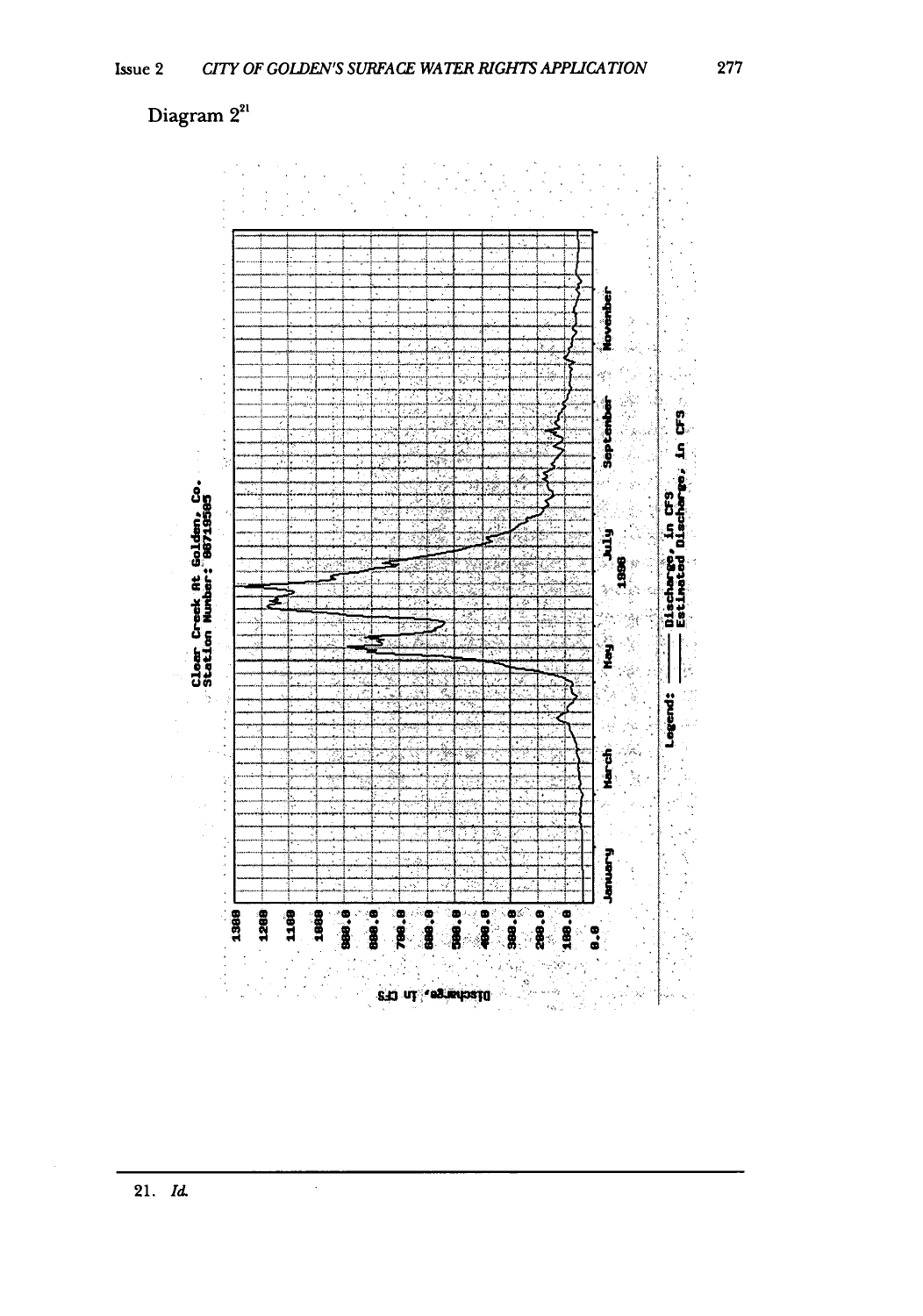Diagram 2[21]

---

21. *Id.*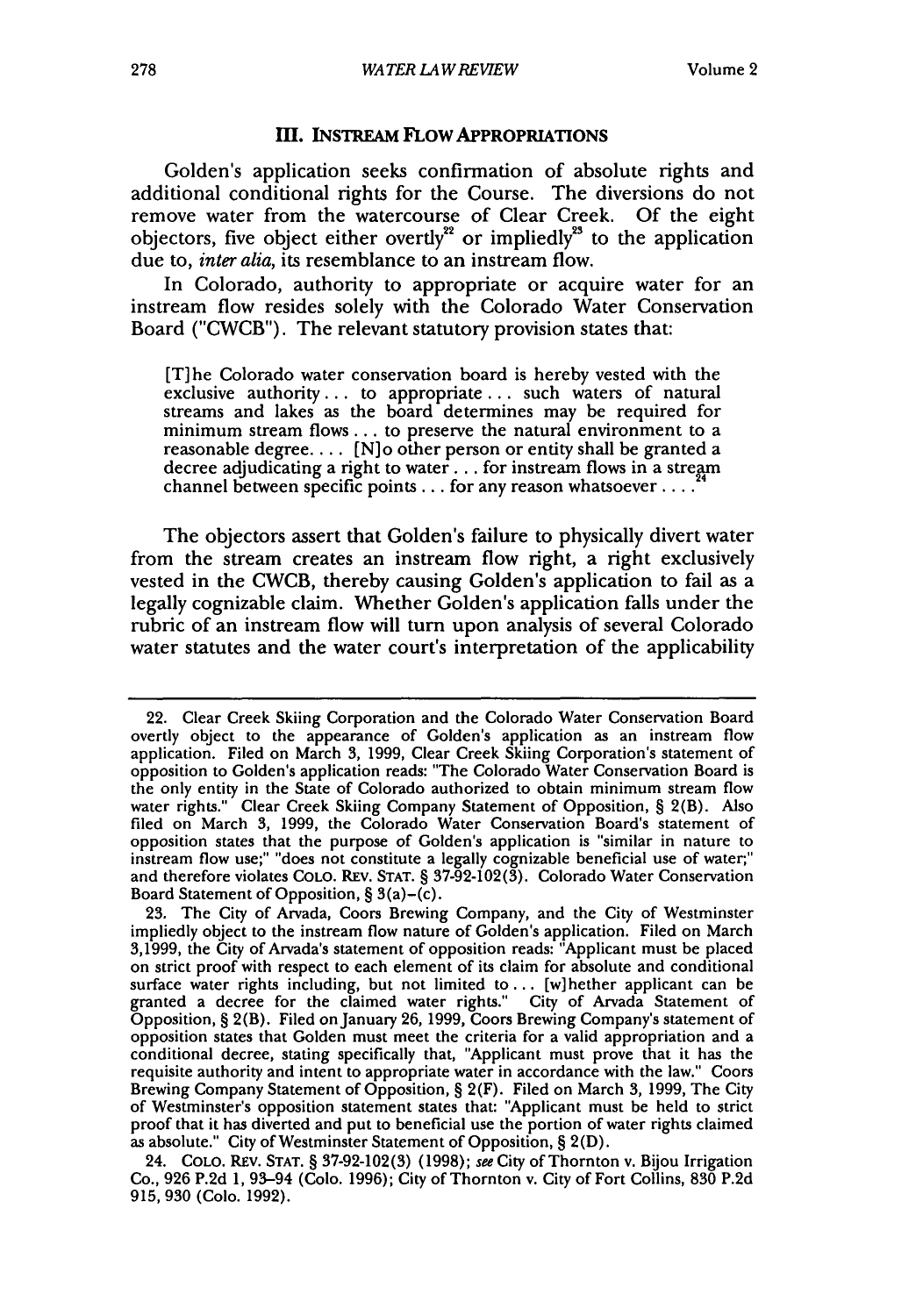## III. INSTREAM FLOW APPROPRIATIONS

Golden's application seeks confirmation of absolute rights and additional conditional rights for the Course. The diversions do not remove water from the watercourse of Clear Creek. Of the eight objectors, five object either overtly[22] or impliedly[23] to the application due to, *inter alia*, its resemblance to an instream flow.

In Colorado, authority to appropriate or acquire water for an instream flow resides solely with the Colorado Water Conservation Board ("CWCB"). The relevant statutory provision states that:

> [T]he Colorado water conservation board is hereby vested with the exclusive authority . . . to appropriate . . . such waters of natural streams and lakes as the board determines may be required for minimum stream flows . . . to preserve the natural environment to a reasonable degree. . . . [N]o other person or entity shall be granted a decree adjudicating a right to water . . . for instream flows in a stream channel between specific points . . . for any reason whatsoever . . . .[24]

The objectors assert that Golden's failure to physically divert water from the stream creates an instream flow right, a right exclusively vested in the CWCB, thereby causing Golden's application to fail as a legally cognizable claim. Whether Golden's application falls under the rubric of an instream flow will turn upon analysis of several Colorado water statutes and the water court's interpretation of the applicability

---

22. Clear Creek Skiing Corporation and the Colorado Water Conservation Board overtly object to the appearance of Golden's application as an instream flow application. Filed on March 3, 1999, Clear Creek Skiing Corporation's statement of opposition to Golden's application reads: "The Colorado Water Conservation Board is the only entity in the State of Colorado authorized to obtain minimum stream flow water rights." Clear Creek Skiing Company Statement of Opposition, § 2(B). Also filed on March 3, 1999, the Colorado Water Conservation Board's statement of opposition states that the purpose of Golden's application is "similar in nature to instream flow use;" "does not constitute a legally cognizable beneficial use of water;" and therefore violates COLO. REV. STAT. § 37-92-102(3). Colorado Water Conservation Board Statement of Opposition, § 3(a)–(c).

23. The City of Arvada, Coors Brewing Company, and the City of Westminster impliedly object to the instream flow nature of Golden's application. Filed on March 3, 1999, the City of Arvada's statement of opposition reads: "Applicant must be placed on strict proof with respect to each element of its claim for absolute and conditional surface water rights including, but not limited to . . . [w]hether applicant can be granted a decree for the claimed water rights." City of Arvada Statement of Opposition, § 2(B). Filed on January 26, 1999, Coors Brewing Company's statement of opposition states that Golden must meet the criteria for a valid appropriation and a conditional decree, stating specifically that, "Applicant must prove that it has the requisite authority and intent to appropriate water in accordance with the law." Coors Brewing Company Statement of Opposition, § 2(F). Filed on March 3, 1999, The City of Westminster's opposition statement states that: "Applicant must be held to strict proof that it has diverted and put to beneficial use the portion of water rights claimed as absolute." City of Westminster Statement of Opposition, § 2(D).

24. COLO. REV. STAT. § 37-92-102(3) (1998); *see* City of Thornton v. Bijou Irrigation Co., 926 P.2d 1, 93–94 (Colo. 1996); City of Thornton v. City of Fort Collins, 830 P.2d 915, 930 (Colo. 1992).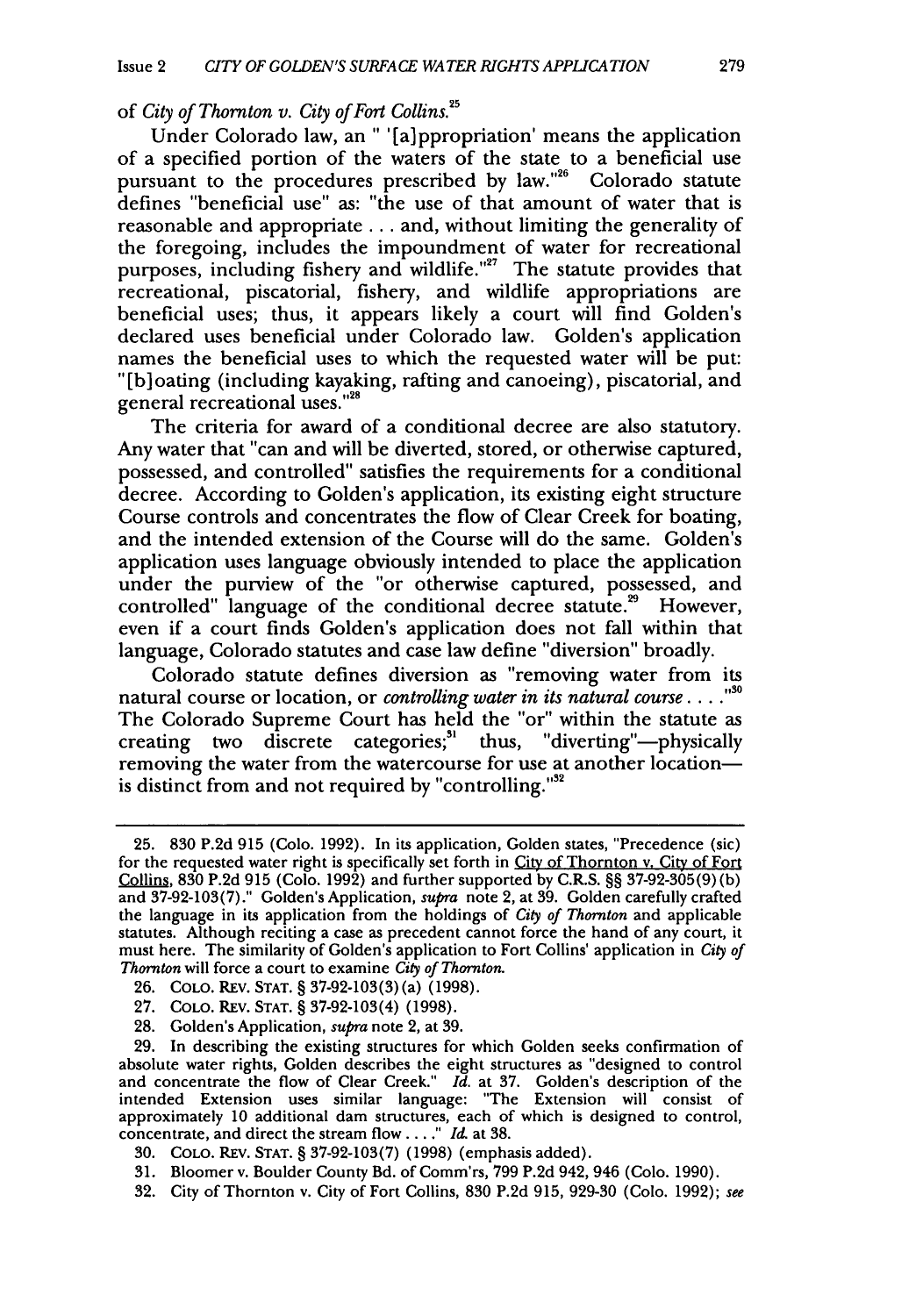of *City of Thornton v. City of Fort Collins.*[25]

Under Colorado law, an " '[a]ppropriation' means the application of a specified portion of the waters of the state to a beneficial use pursuant to the procedures prescribed by law."[26] Colorado statute defines "beneficial use" as: "the use of that amount of water that is reasonable and appropriate . . . and, without limiting the generality of the foregoing, includes the impoundment of water for recreational purposes, including fishery and wildlife."[27] The statute provides that recreational, piscatorial, fishery, and wildlife appropriations are beneficial uses; thus, it appears likely a court will find Golden's declared uses beneficial under Colorado law. Golden's application names the beneficial uses to which the requested water will be put: "[b]oating (including kayaking, rafting and canoeing), piscatorial, and general recreational uses."[28]

The criteria for award of a conditional decree are also statutory. Any water that "can and will be diverted, stored, or otherwise captured, possessed, and controlled" satisfies the requirements for a conditional decree. According to Golden's application, its existing eight structure Course controls and concentrates the flow of Clear Creek for boating, and the intended extension of the Course will do the same. Golden's application uses language obviously intended to place the application under the purview of the "or otherwise captured, possessed, and controlled" language of the conditional decree statute.[29] However, even if a court finds Golden's application does not fall within that language, Colorado statutes and case law define "diversion" broadly.

Colorado statute defines diversion as "removing water from its natural course or location, or *controlling water in its natural course* . . . ."[30] The Colorado Supreme Court has held the "or" within the statute as creating two discrete categories;[31] thus, "diverting"—physically removing the water from the watercourse for use at another location—is distinct from and not required by "controlling."[32]

---

25. 830 P.2d 915 (Colo. 1992). In its application, Golden states, "Precedence (sic) for the requested water right is specifically set forth in City of Thornton v. City of Fort Collins, 830 P.2d 915 (Colo. 1992) and further supported by C.R.S. §§ 37-92-305(9)(b) and 37-92-103(7)." Golden's Application, *supra* note 2, at 39. Golden carefully crafted the language in its application from the holdings of *City of Thornton* and applicable statutes. Although reciting a case as precedent cannot force the hand of any court, it must here. The similarity of Golden's application to Fort Collins' application in *City of Thornton* will force a court to examine *City of Thornton.*

26. COLO. REV. STAT. § 37-92-103(3)(a) (1998).

27. COLO. REV. STAT. § 37-92-103(4) (1998).

28. Golden's Application, *supra* note 2, at 39.

29. In describing the existing structures for which Golden seeks confirmation of absolute water rights, Golden describes the eight structures as "designed to control and concentrate the flow of Clear Creek." *Id.* at 37. Golden's description of the intended Extension uses similar language: "The Extension will consist of approximately 10 additional dam structures, each of which is designed to control, concentrate, and direct the stream flow . . . ." *Id.* at 38.

30. COLO. REV. STAT. § 37-92-103(7) (1998) (emphasis added).

31. Bloomer v. Boulder County Bd. of Comm'rs, 799 P.2d 942, 946 (Colo. 1990).

32. City of Thornton v. City of Fort Collins, 830 P.2d 915, 929-30 (Colo. 1992); *see*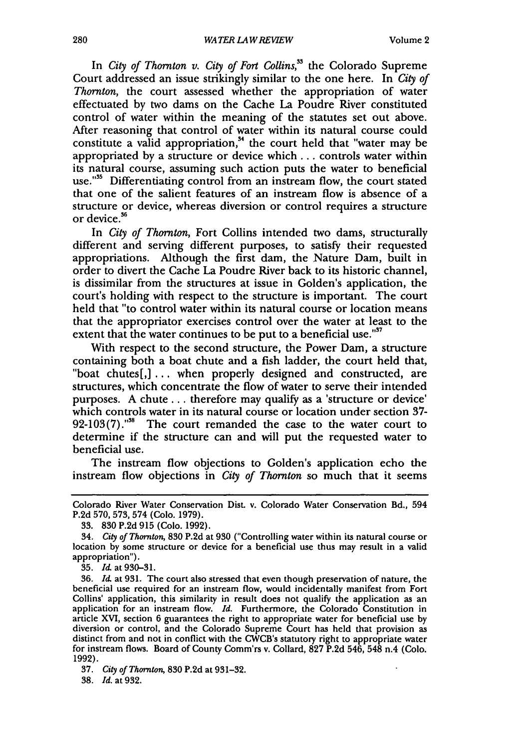In *City of Thornton v. City of Fort Collins*,[33] the Colorado Supreme Court addressed an issue strikingly similar to the one here. In *City of Thornton*, the court assessed whether the appropriation of water effectuated by two dams on the Cache La Poudre River constituted control of water within the meaning of the statutes set out above. After reasoning that control of water within its natural course could constitute a valid appropriation,[34] the court held that "water may be appropriated by a structure or device which . . . controls water within its natural course, assuming such action puts the water to beneficial use."[35] Differentiating control from an instream flow, the court stated that one of the salient features of an instream flow is absence of a structure or device, whereas diversion or control requires a structure or device.[36]

In *City of Thornton*, Fort Collins intended two dams, structurally different and serving different purposes, to satisfy their requested appropriations. Although the first dam, the Nature Dam, built in order to divert the Cache La Poudre River back to its historic channel, is dissimilar from the structures at issue in Golden's application, the court's holding with respect to the structure is important. The court held that "to control water within its natural course or location means that the appropriator exercises control over the water at least to the extent that the water continues to be put to a beneficial use."[37]

With respect to the second structure, the Power Dam, a structure containing both a boat chute and a fish ladder, the court held that, "boat chutes[,] . . . when properly designed and constructed, are structures, which concentrate the flow of water to serve their intended purposes. A chute . . . therefore may qualify as a 'structure or device' which controls water in its natural course or location under section 37-92-103(7)."[38] The court remanded the case to the water court to determine if the structure can and will put the requested water to beneficial use.

The instream flow objections to Golden's application echo the instream flow objections in *City of Thornton* so much that it seems

---

Colorado River Water Conservation Dist. v. Colorado Water Conservation Bd., 594 P.2d 570, 573, 574 (Colo. 1979).

33. 830 P.2d 915 (Colo. 1992).

34. *City of Thornton*, 830 P.2d at 930 ("Controlling water within its natural course or location by some structure or device for a beneficial use thus may result in a valid appropriation").

35. *Id.* at 930–31.

36. *Id.* at 931. The court also stressed that even though preservation of nature, the beneficial use required for an instream flow, would incidentally manifest from Fort Collins' application, this similarity in result does not qualify the application as an application for an instream flow. *Id.* Furthermore, the Colorado Constitution in article XVI, section 6 guarantees the right to appropriate water for beneficial use by diversion or control, and the Colorado Supreme Court has held that provision as distinct from and not in conflict with the CWCB's statutory right to appropriate water for instream flows. Board of County Comm'rs v. Collard, 827 P.2d 546, 548 n.4 (Colo. 1992).

37. *City of Thornton*, 830 P.2d at 931–32.

38. *Id.* at 932.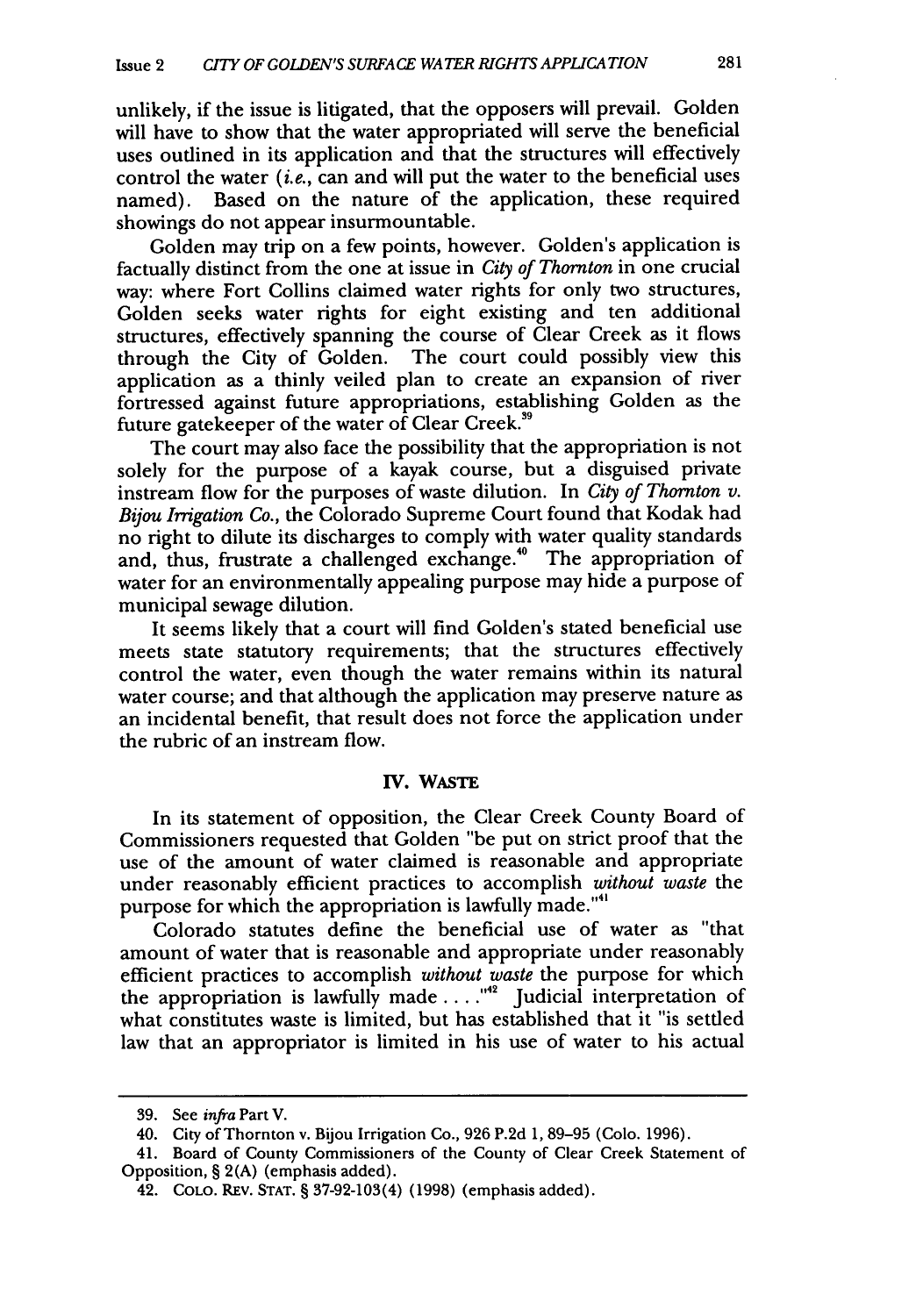unlikely, if the issue is litigated, that the opposers will prevail. Golden will have to show that the water appropriated will serve the beneficial uses outlined in its application and that the structures will effectively control the water (*i.e.*, can and will put the water to the beneficial uses named). Based on the nature of the application, these required showings do not appear insurmountable.

Golden may trip on a few points, however. Golden's application is factually distinct from the one at issue in *City of Thornton* in one crucial way: where Fort Collins claimed water rights for only two structures, Golden seeks water rights for eight existing and ten additional structures, effectively spanning the course of Clear Creek as it flows through the City of Golden. The court could possibly view this application as a thinly veiled plan to create an expansion of river fortressed against future appropriations, establishing Golden as the future gatekeeper of the water of Clear Creek.[39]

The court may also face the possibility that the appropriation is not solely for the purpose of a kayak course, but a disguised private instream flow for the purposes of waste dilution. In *City of Thornton v. Bijou Irrigation Co.*, the Colorado Supreme Court found that Kodak had no right to dilute its discharges to comply with water quality standards and, thus, frustrate a challenged exchange.[40] The appropriation of water for an environmentally appealing purpose may hide a purpose of municipal sewage dilution.

It seems likely that a court will find Golden's stated beneficial use meets state statutory requirements; that the structures effectively control the water, even though the water remains within its natural water course; and that although the application may preserve nature as an incidental benefit, that result does not force the application under the rubric of an instream flow.

## IV. WASTE

In its statement of opposition, the Clear Creek County Board of Commissioners requested that Golden "be put on strict proof that the use of the amount of water claimed is reasonable and appropriate under reasonably efficient practices to accomplish *without waste* the purpose for which the appropriation is lawfully made."[41]

Colorado statutes define the beneficial use of water as "that amount of water that is reasonable and appropriate under reasonably efficient practices to accomplish *without waste* the purpose for which the appropriation is lawfully made . . . ."[42] Judicial interpretation of what constitutes waste is limited, but has established that it "is settled law that an appropriator is limited in his use of water to his actual

---

39. See *infra* Part V.

40. City of Thornton v. Bijou Irrigation Co., 926 P.2d 1, 89–95 (Colo. 1996).

41. Board of County Commissioners of the County of Clear Creek Statement of Opposition, § 2(A) (emphasis added).

42. COLO. REV. STAT. § 37-92-103(4) (1998) (emphasis added).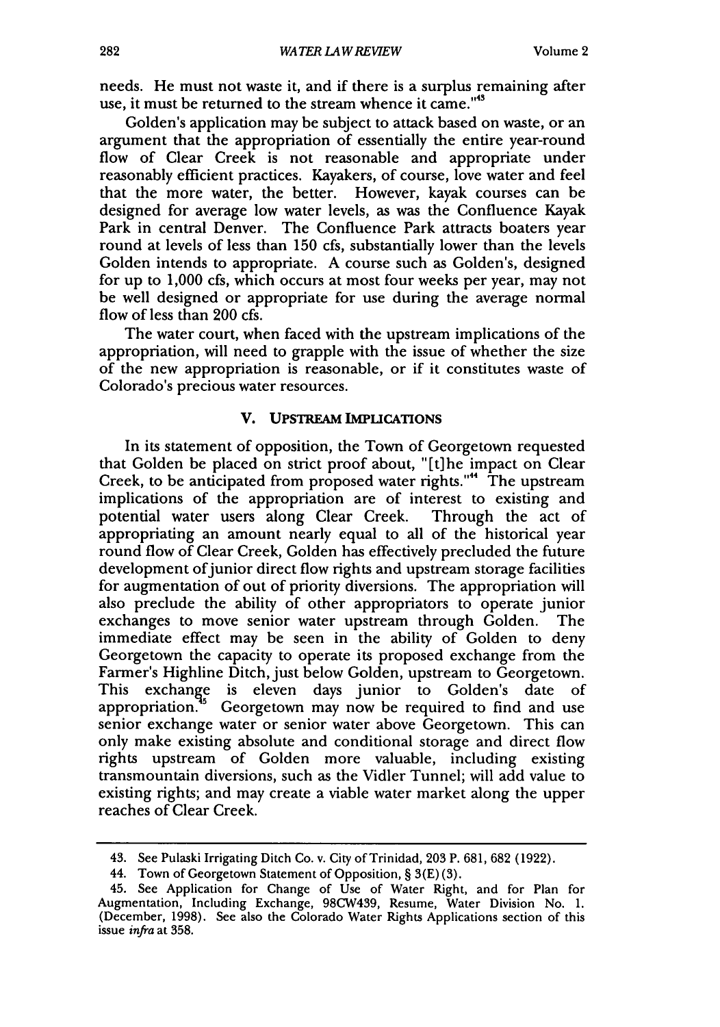needs. He must not waste it, and if there is a surplus remaining after use, it must be returned to the stream whence it came."[43]

Golden's application may be subject to attack based on waste, or an argument that the appropriation of essentially the entire year-round flow of Clear Creek is not reasonable and appropriate under reasonably efficient practices. Kayakers, of course, love water and feel that the more water, the better. However, kayak courses can be designed for average low water levels, as was the Confluence Kayak Park in central Denver. The Confluence Park attracts boaters year round at levels of less than 150 cfs, substantially lower than the levels Golden intends to appropriate. A course such as Golden's, designed for up to 1,000 cfs, which occurs at most four weeks per year, may not be well designed or appropriate for use during the average normal flow of less than 200 cfs.

The water court, when faced with the upstream implications of the appropriation, will need to grapple with the issue of whether the size of the new appropriation is reasonable, or if it constitutes waste of Colorado's precious water resources.

## V. UPSTREAM IMPLICATIONS

In its statement of opposition, the Town of Georgetown requested that Golden be placed on strict proof about, "[t]he impact on Clear Creek, to be anticipated from proposed water rights."[44] The upstream implications of the appropriation are of interest to existing and potential water users along Clear Creek. Through the act of appropriating an amount nearly equal to all of the historical year round flow of Clear Creek, Golden has effectively precluded the future development of junior direct flow rights and upstream storage facilities for augmentation of out of priority diversions. The appropriation will also preclude the ability of other appropriators to operate junior exchanges to move senior water upstream through Golden. The immediate effect may be seen in the ability of Golden to deny Georgetown the capacity to operate its proposed exchange from the Farmer's Highline Ditch, just below Golden, upstream to Georgetown. This exchange is eleven days junior to Golden's date of appropriation.[45] Georgetown may now be required to find and use senior exchange water or senior water above Georgetown. This can only make existing absolute and conditional storage and direct flow rights upstream of Golden more valuable, including existing transmountain diversions, such as the Vidler Tunnel; will add value to existing rights; and may create a viable water market along the upper reaches of Clear Creek.

---

43. See Pulaski Irrigating Ditch Co. v. City of Trinidad, 203 P. 681, 682 (1922).

44. Town of Georgetown Statement of Opposition, § 3(E)(3).

45. See Application for Change of Use of Water Right, and for Plan for Augmentation, Including Exchange, 98CW439, Resume, Water Division No. 1. (December, 1998). See also the Colorado Water Rights Applications section of this issue *infra* at 358.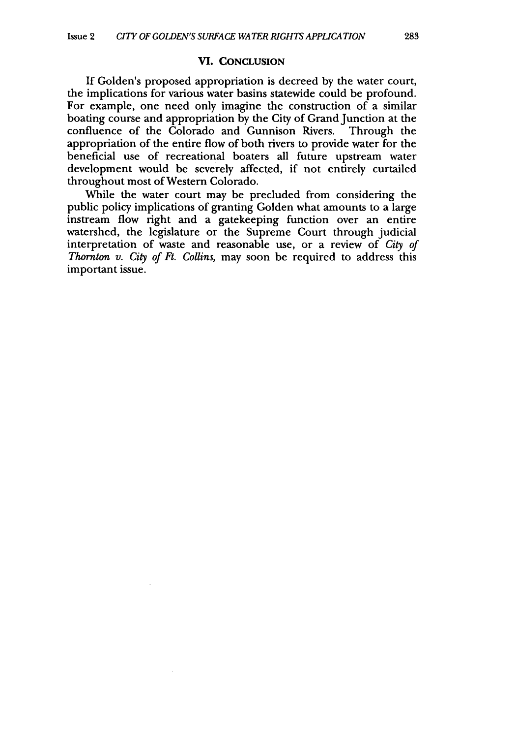## VI. CONCLUSION

If Golden's proposed appropriation is decreed by the water court, the implications for various water basins statewide could be profound. For example, one need only imagine the construction of a similar boating course and appropriation by the City of Grand Junction at the confluence of the Colorado and Gunnison Rivers. Through the appropriation of the entire flow of both rivers to provide water for the beneficial use of recreational boaters all future upstream water development would be severely affected, if not entirely curtailed throughout most of Western Colorado.

While the water court may be precluded from considering the public policy implications of granting Golden what amounts to a large instream flow right and a gatekeeping function over an entire watershed, the legislature or the Supreme Court through judicial interpretation of waste and reasonable use, or a review of *City of Thornton v. City of Ft. Collins*, may soon be required to address this important issue.